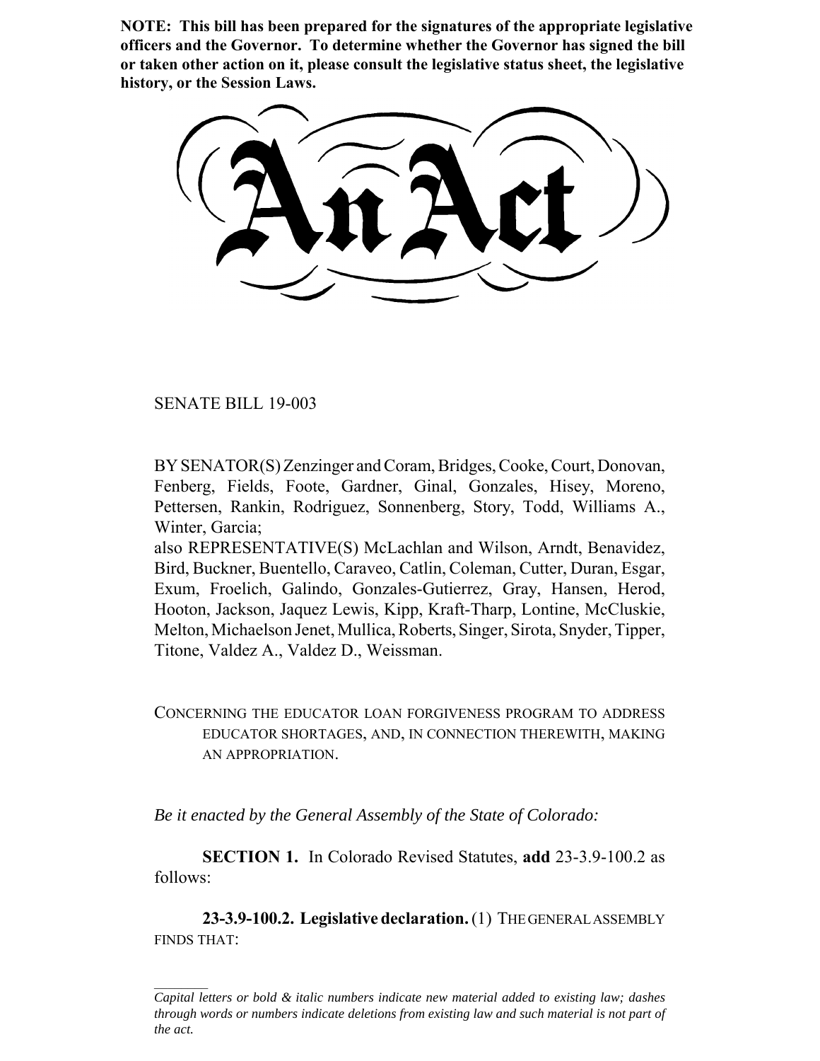**NOTE: This bill has been prepared for the signatures of the appropriate legislative officers and the Governor. To determine whether the Governor has signed the bill or taken other action on it, please consult the legislative status sheet, the legislative history, or the Session Laws.**

# An Act

SENATE BILL 19-003

BY SENATOR(S) Zenzinger and Coram, Bridges, Cooke, Court, Donovan, Fenberg, Fields, Foote, Gardner, Ginal, Gonzales, Hisey, Moreno, Pettersen, Rankin, Rodriguez, Sonnenberg, Story, Todd, Williams A., Winter, Garcia;
also REPRESENTATIVE(S) McLachlan and Wilson, Arndt, Benavidez, Bird, Buckner, Buentello, Caraveo, Catlin, Coleman, Cutter, Duran, Esgar, Exum, Froelich, Galindo, Gonzales-Gutierrez, Gray, Hansen, Herod, Hooton, Jackson, Jaquez Lewis, Kipp, Kraft-Tharp, Lontine, McCluskie, Melton, Michaelson Jenet, Mullica, Roberts, Singer, Sirota, Snyder, Tipper, Titone, Valdez A., Valdez D., Weissman.

CONCERNING THE EDUCATOR LOAN FORGIVENESS PROGRAM TO ADDRESS EDUCATOR SHORTAGES, AND, IN CONNECTION THEREWITH, MAKING AN APPROPRIATION.

*Be it enacted by the General Assembly of the State of Colorado:*

**SECTION 1.** In Colorado Revised Statutes, **add** 23-3.9-100.2 as follows:

**23-3.9-100.2. Legislative declaration.** (1) THE GENERAL ASSEMBLY FINDS THAT:

---

*Capital letters or bold & italic numbers indicate new material added to existing law; dashes through words or numbers indicate deletions from existing law and such material is not part of the act.*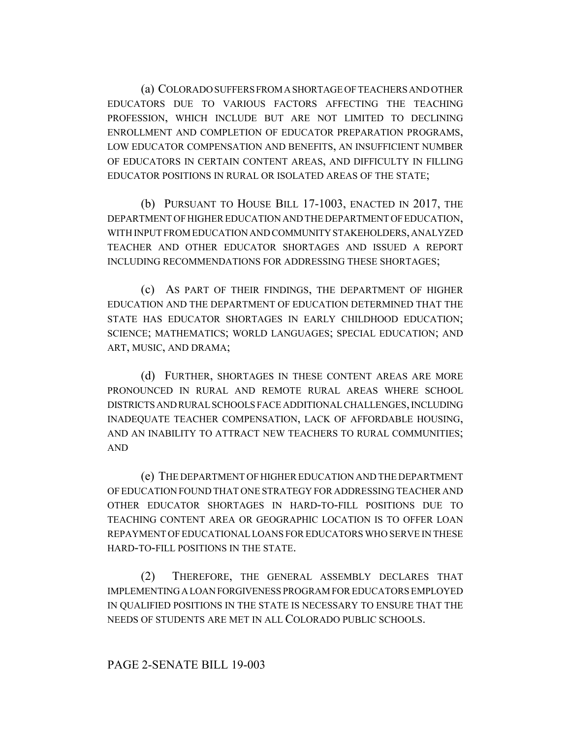(a) COLORADO SUFFERS FROM A SHORTAGE OF TEACHERS AND OTHER EDUCATORS DUE TO VARIOUS FACTORS AFFECTING THE TEACHING PROFESSION, WHICH INCLUDE BUT ARE NOT LIMITED TO DECLINING ENROLLMENT AND COMPLETION OF EDUCATOR PREPARATION PROGRAMS, LOW EDUCATOR COMPENSATION AND BENEFITS, AN INSUFFICIENT NUMBER OF EDUCATORS IN CERTAIN CONTENT AREAS, AND DIFFICULTY IN FILLING EDUCATOR POSITIONS IN RURAL OR ISOLATED AREAS OF THE STATE;

(b) PURSUANT TO HOUSE BILL 17-1003, ENACTED IN 2017, THE DEPARTMENT OF HIGHER EDUCATION AND THE DEPARTMENT OF EDUCATION, WITH INPUT FROM EDUCATION AND COMMUNITY STAKEHOLDERS, ANALYZED TEACHER AND OTHER EDUCATOR SHORTAGES AND ISSUED A REPORT INCLUDING RECOMMENDATIONS FOR ADDRESSING THESE SHORTAGES;

(c) AS PART OF THEIR FINDINGS, THE DEPARTMENT OF HIGHER EDUCATION AND THE DEPARTMENT OF EDUCATION DETERMINED THAT THE STATE HAS EDUCATOR SHORTAGES IN EARLY CHILDHOOD EDUCATION; SCIENCE; MATHEMATICS; WORLD LANGUAGES; SPECIAL EDUCATION; AND ART, MUSIC, AND DRAMA;

(d) FURTHER, SHORTAGES IN THESE CONTENT AREAS ARE MORE PRONOUNCED IN RURAL AND REMOTE RURAL AREAS WHERE SCHOOL DISTRICTS AND RURAL SCHOOLS FACE ADDITIONAL CHALLENGES, INCLUDING INADEQUATE TEACHER COMPENSATION, LACK OF AFFORDABLE HOUSING, AND AN INABILITY TO ATTRACT NEW TEACHERS TO RURAL COMMUNITIES; AND

(e) THE DEPARTMENT OF HIGHER EDUCATION AND THE DEPARTMENT OF EDUCATION FOUND THAT ONE STRATEGY FOR ADDRESSING TEACHER AND OTHER EDUCATOR SHORTAGES IN HARD-TO-FILL POSITIONS DUE TO TEACHING CONTENT AREA OR GEOGRAPHIC LOCATION IS TO OFFER LOAN REPAYMENT OF EDUCATIONAL LOANS FOR EDUCATORS WHO SERVE IN THESE HARD-TO-FILL POSITIONS IN THE STATE.

(2) THEREFORE, THE GENERAL ASSEMBLY DECLARES THAT IMPLEMENTING A LOAN FORGIVENESS PROGRAM FOR EDUCATORS EMPLOYED IN QUALIFIED POSITIONS IN THE STATE IS NECESSARY TO ENSURE THAT THE NEEDS OF STUDENTS ARE MET IN ALL COLORADO PUBLIC SCHOOLS.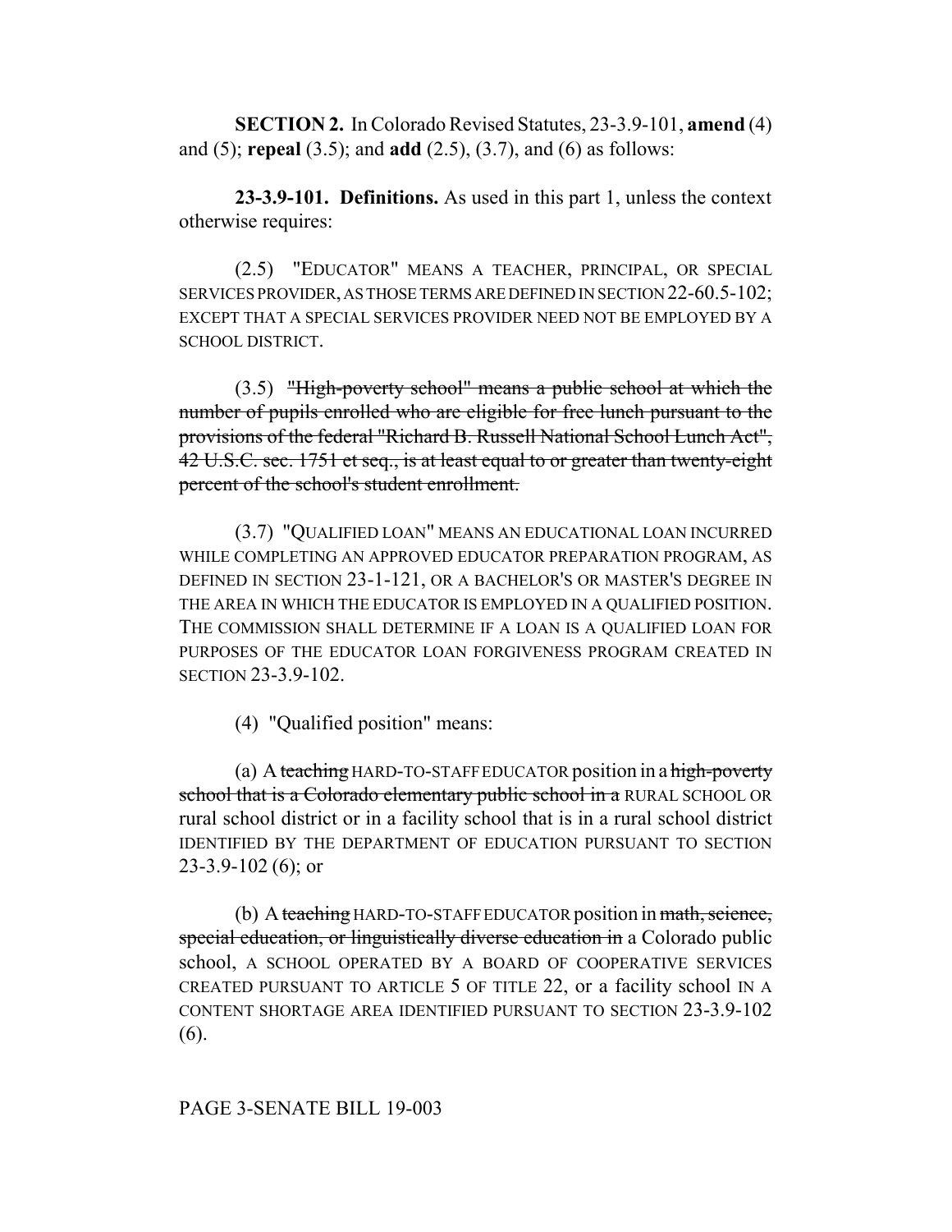**SECTION 2.** In Colorado Revised Statutes, 23-3.9-101, **amend** (4) and (5); **repeal** (3.5); and **add** (2.5), (3.7), and (6) as follows:

**23-3.9-101. Definitions.** As used in this part 1, unless the context otherwise requires:

(2.5) "EDUCATOR" MEANS A TEACHER, PRINCIPAL, OR SPECIAL SERVICES PROVIDER, AS THOSE TERMS ARE DEFINED IN SECTION 22-60.5-102; EXCEPT THAT A SPECIAL SERVICES PROVIDER NEED NOT BE EMPLOYED BY A SCHOOL DISTRICT.

(3.5) ~~"High-poverty school" means a public school at which the number of pupils enrolled who are eligible for free lunch pursuant to the provisions of the federal "Richard B. Russell National School Lunch Act", 42 U.S.C. sec. 1751 et seq., is at least equal to or greater than twenty-eight percent of the school's student enrollment.~~

(3.7) "QUALIFIED LOAN" MEANS AN EDUCATIONAL LOAN INCURRED WHILE COMPLETING AN APPROVED EDUCATOR PREPARATION PROGRAM, AS DEFINED IN SECTION 23-1-121, OR A BACHELOR'S OR MASTER'S DEGREE IN THE AREA IN WHICH THE EDUCATOR IS EMPLOYED IN A QUALIFIED POSITION. THE COMMISSION SHALL DETERMINE IF A LOAN IS A QUALIFIED LOAN FOR PURPOSES OF THE EDUCATOR LOAN FORGIVENESS PROGRAM CREATED IN SECTION 23-3.9-102.

(4) "Qualified position" means:

(a) A ~~teaching~~ HARD-TO-STAFF EDUCATOR position in a ~~high-poverty school that is a Colorado elementary public school in a~~ RURAL SCHOOL OR rural school district or in a facility school that is in a rural school district IDENTIFIED BY THE DEPARTMENT OF EDUCATION PURSUANT TO SECTION 23-3.9-102 (6); or

(b) A ~~teaching~~ HARD-TO-STAFF EDUCATOR position in ~~math, science, special education, or linguistically diverse education in~~ a Colorado public school, A SCHOOL OPERATED BY A BOARD OF COOPERATIVE SERVICES CREATED PURSUANT TO ARTICLE 5 OF TITLE 22, or a facility school IN A CONTENT SHORTAGE AREA IDENTIFIED PURSUANT TO SECTION 23-3.9-102 (6).

PAGE 3-SENATE BILL 19-003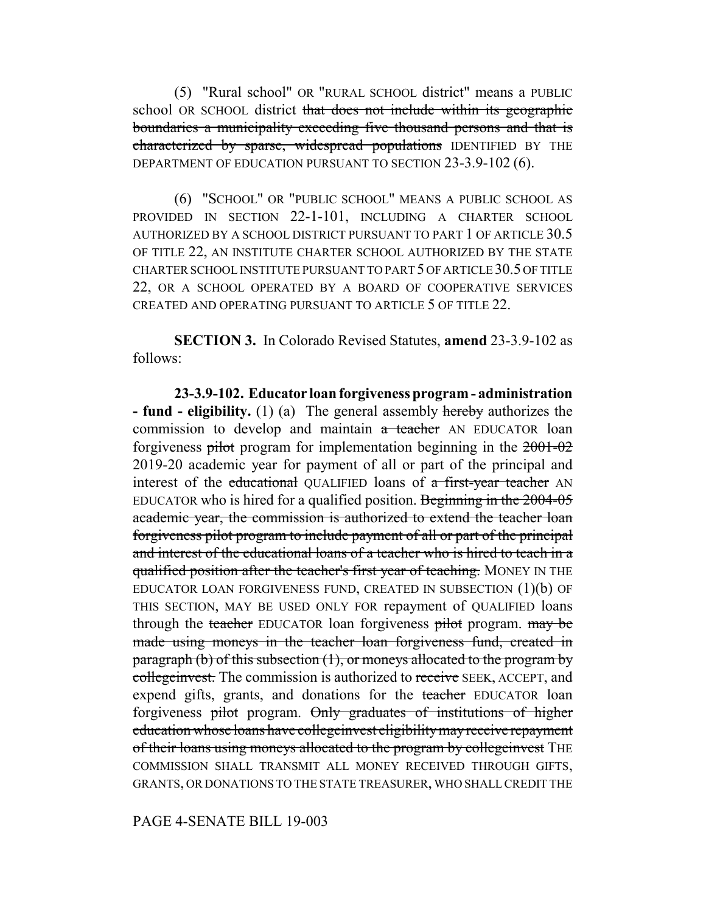(5) "Rural school" OR "RURAL SCHOOL district" means a PUBLIC school OR SCHOOL district ~~that does not include within its geographic boundaries a municipality exceeding five thousand persons and that is characterized by sparse, widespread populations~~ IDENTIFIED BY THE DEPARTMENT OF EDUCATION PURSUANT TO SECTION 23-3.9-102 (6).

(6) "SCHOOL" OR "PUBLIC SCHOOL" MEANS A PUBLIC SCHOOL AS PROVIDED IN SECTION 22-1-101, INCLUDING A CHARTER SCHOOL AUTHORIZED BY A SCHOOL DISTRICT PURSUANT TO PART 1 OF ARTICLE 30.5 OF TITLE 22, AN INSTITUTE CHARTER SCHOOL AUTHORIZED BY THE STATE CHARTER SCHOOL INSTITUTE PURSUANT TO PART 5 OF ARTICLE 30.5 OF TITLE 22, OR A SCHOOL OPERATED BY A BOARD OF COOPERATIVE SERVICES CREATED AND OPERATING PURSUANT TO ARTICLE 5 OF TITLE 22.

**SECTION 3.** In Colorado Revised Statutes, **amend** 23-3.9-102 as follows:

**23-3.9-102. Educator loan forgiveness program - administration - fund - eligibility.** (1) (a) The general assembly ~~hereby~~ authorizes the commission to develop and maintain ~~a teacher~~ AN EDUCATOR loan forgiveness ~~pilot~~ program for implementation beginning in the ~~2001-02~~ 2019-20 academic year for payment of all or part of the principal and interest of the ~~educational~~ QUALIFIED loans of ~~a first-year teacher~~ AN EDUCATOR who is hired for a qualified position. ~~Beginning in the 2004-05 academic year, the commission is authorized to extend the teacher loan forgiveness pilot program to include payment of all or part of the principal and interest of the educational loans of a teacher who is hired to teach in a qualified position after the teacher's first year of teaching.~~ MONEY IN THE EDUCATOR LOAN FORGIVENESS FUND, CREATED IN SUBSECTION (1)(b) OF THIS SECTION, MAY BE USED ONLY FOR repayment of QUALIFIED loans through the ~~teacher~~ EDUCATOR loan forgiveness ~~pilot~~ program. ~~may be made using moneys in the teacher loan forgiveness fund, created in paragraph (b) of this subsection (1), or moneys allocated to the program by collegeinvest.~~ The commission is authorized to ~~receive~~ SEEK, ACCEPT, and expend gifts, grants, and donations for the ~~teacher~~ EDUCATOR loan forgiveness ~~pilot~~ program. ~~Only graduates of institutions of higher education whose loans have collegeinvest eligibility may receive repayment of their loans using moneys allocated to the program by collegeinvest~~ THE COMMISSION SHALL TRANSMIT ALL MONEY RECEIVED THROUGH GIFTS, GRANTS, OR DONATIONS TO THE STATE TREASURER, WHO SHALL CREDIT THE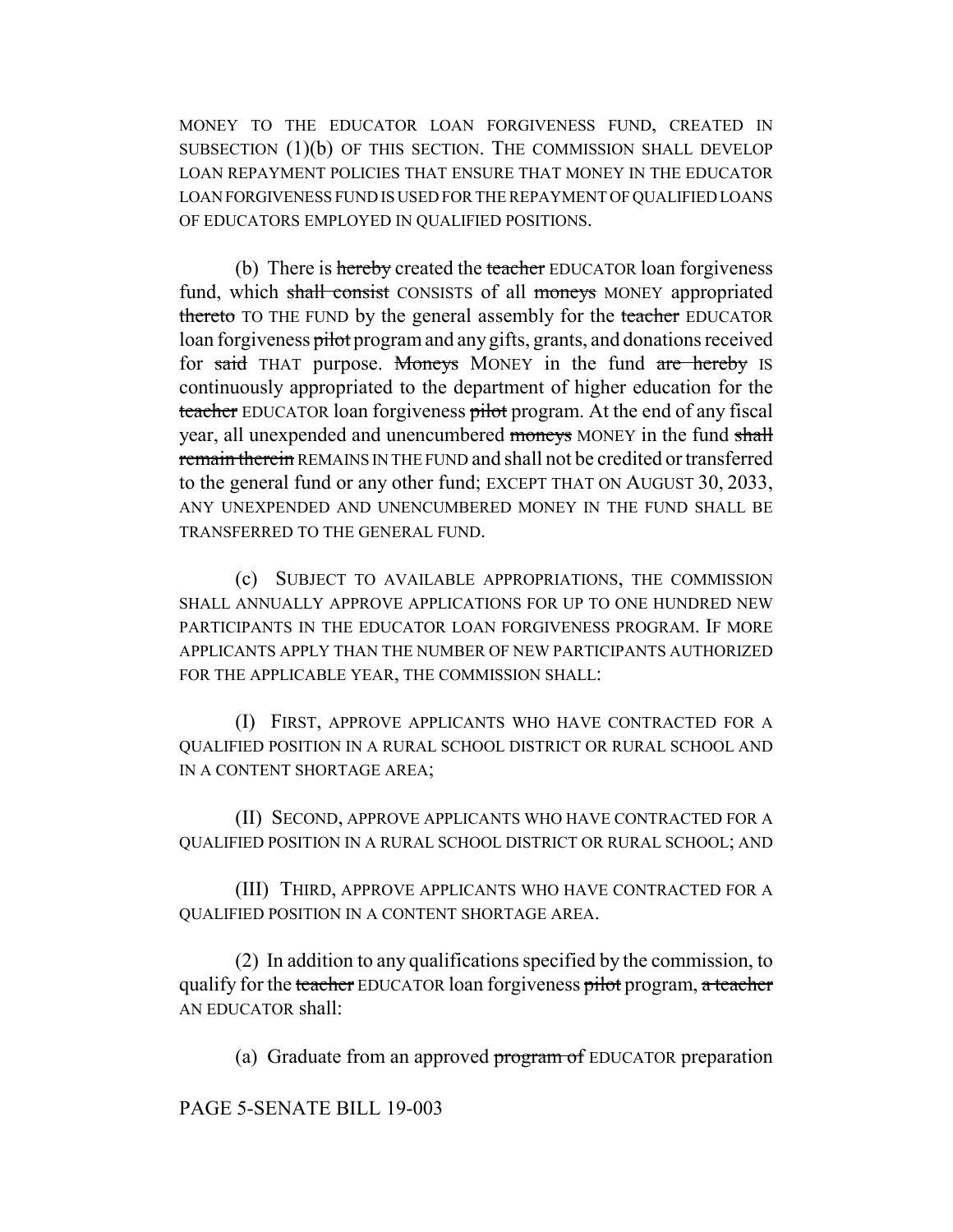MONEY TO THE EDUCATOR LOAN FORGIVENESS FUND, CREATED IN SUBSECTION (1)(b) OF THIS SECTION. THE COMMISSION SHALL DEVELOP LOAN REPAYMENT POLICIES THAT ENSURE THAT MONEY IN THE EDUCATOR LOAN FORGIVENESS FUND IS USED FOR THE REPAYMENT OF QUALIFIED LOANS OF EDUCATORS EMPLOYED IN QUALIFIED POSITIONS.

(b) There is ~~hereby~~ created the ~~teacher~~ EDUCATOR loan forgiveness fund, which ~~shall consist~~ CONSISTS of all ~~moneys~~ MONEY appropriated ~~thereto~~ TO THE FUND by the general assembly for the ~~teacher~~ EDUCATOR loan forgiveness ~~pilot~~ program and any gifts, grants, and donations received for ~~said~~ THAT purpose. ~~Moneys~~ MONEY in the fund ~~are hereby~~ IS continuously appropriated to the department of higher education for the ~~teacher~~ EDUCATOR loan forgiveness ~~pilot~~ program. At the end of any fiscal year, all unexpended and unencumbered ~~moneys~~ MONEY in the fund ~~shall remain therein~~ REMAINS IN THE FUND and shall not be credited or transferred to the general fund or any other fund; EXCEPT THAT ON AUGUST 30, 2033, ANY UNEXPENDED AND UNENCUMBERED MONEY IN THE FUND SHALL BE TRANSFERRED TO THE GENERAL FUND.

(c) SUBJECT TO AVAILABLE APPROPRIATIONS, THE COMMISSION SHALL ANNUALLY APPROVE APPLICATIONS FOR UP TO ONE HUNDRED NEW PARTICIPANTS IN THE EDUCATOR LOAN FORGIVENESS PROGRAM. IF MORE APPLICANTS APPLY THAN THE NUMBER OF NEW PARTICIPANTS AUTHORIZED FOR THE APPLICABLE YEAR, THE COMMISSION SHALL:

(I) FIRST, APPROVE APPLICANTS WHO HAVE CONTRACTED FOR A QUALIFIED POSITION IN A RURAL SCHOOL DISTRICT OR RURAL SCHOOL AND IN A CONTENT SHORTAGE AREA;

(II) SECOND, APPROVE APPLICANTS WHO HAVE CONTRACTED FOR A QUALIFIED POSITION IN A RURAL SCHOOL DISTRICT OR RURAL SCHOOL; AND

(III) THIRD, APPROVE APPLICANTS WHO HAVE CONTRACTED FOR A QUALIFIED POSITION IN A CONTENT SHORTAGE AREA.

(2) In addition to any qualifications specified by the commission, to qualify for the ~~teacher~~ EDUCATOR loan forgiveness ~~pilot~~ program, ~~a teacher~~ AN EDUCATOR shall:

(a) Graduate from an approved ~~program of~~ EDUCATOR preparation

PAGE 5-SENATE BILL 19-003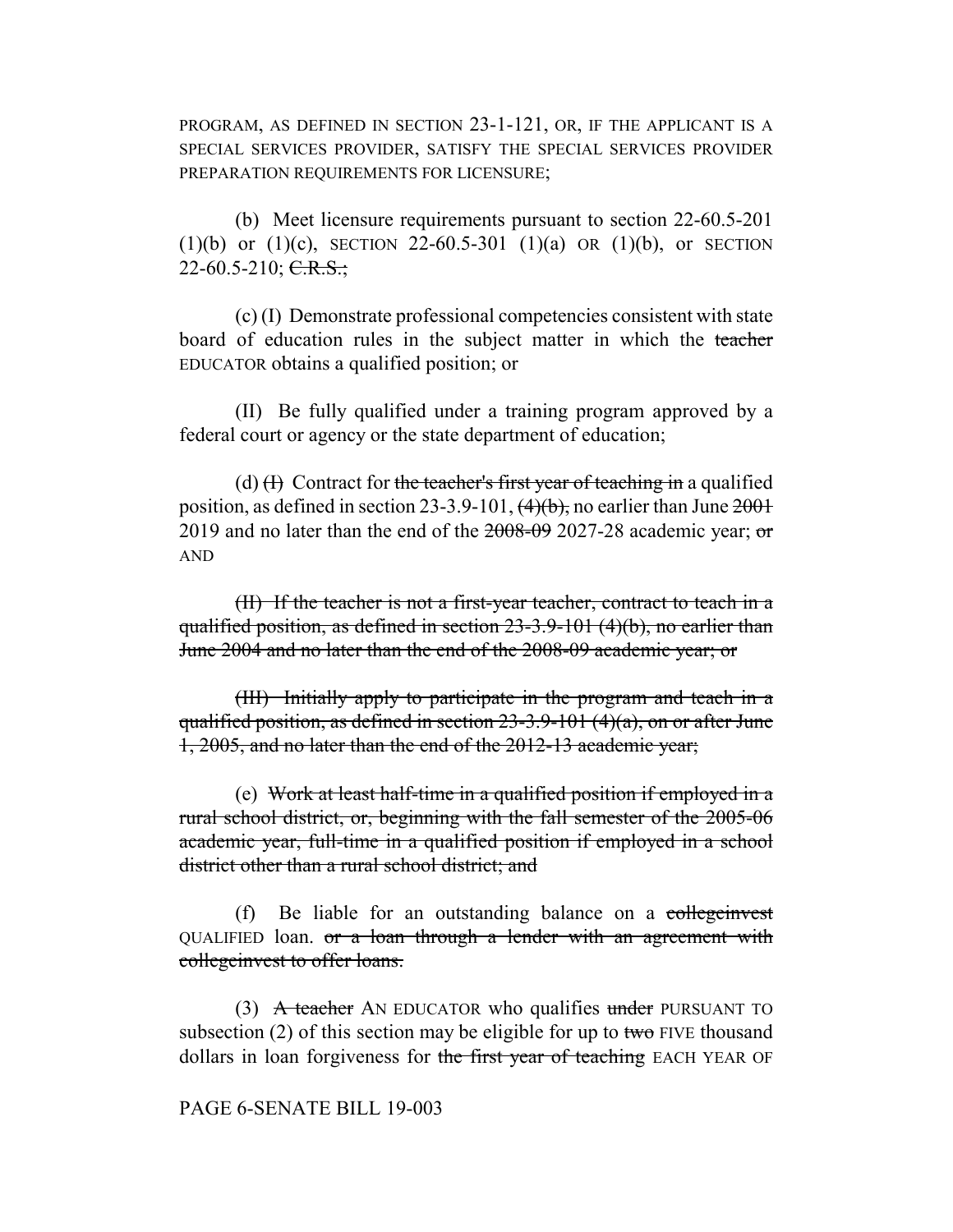PROGRAM, AS DEFINED IN SECTION 23-1-121, OR, IF THE APPLICANT IS A SPECIAL SERVICES PROVIDER, SATISFY THE SPECIAL SERVICES PROVIDER PREPARATION REQUIREMENTS FOR LICENSURE;

(b) Meet licensure requirements pursuant to section 22-60.5-201 (1)(b) or (1)(c), SECTION 22-60.5-301 (1)(a) OR (1)(b), or SECTION 22-60.5-210; ~~C.R.S.;~~

(c) (I) Demonstrate professional competencies consistent with state board of education rules in the subject matter in which the ~~teacher~~ EDUCATOR obtains a qualified position; or

(II) Be fully qualified under a training program approved by a federal court or agency or the state department of education;

(d) ~~(I)~~ Contract for ~~the teacher's first year of teaching in~~ a qualified position, as defined in section 23-3.9-101, ~~(4)(b),~~ no earlier than June ~~2001~~ 2019 and no later than the end of the ~~2008-09~~ 2027-28 academic year; ~~or~~ AND

~~(II) If the teacher is not a first-year teacher, contract to teach in a qualified position, as defined in section 23-3.9-101 (4)(b), no earlier than June 2004 and no later than the end of the 2008-09 academic year; or~~

~~(III) Initially apply to participate in the program and teach in a qualified position, as defined in section 23-3.9-101 (4)(a), on or after June 1, 2005, and no later than the end of the 2012-13 academic year;~~

(e) ~~Work at least half-time in a qualified position if employed in a rural school district, or, beginning with the fall semester of the 2005-06 academic year, full-time in a qualified position if employed in a school district other than a rural school district; and~~

(f) Be liable for an outstanding balance on a ~~collegeinvest~~ QUALIFIED loan. ~~or a loan through a lender with an agreement with collegeinvest to offer loans.~~

(3) ~~A teacher~~ AN EDUCATOR who qualifies ~~under~~ PURSUANT TO subsection (2) of this section may be eligible for up to ~~two~~ FIVE thousand dollars in loan forgiveness for ~~the first year of teaching~~ EACH YEAR OF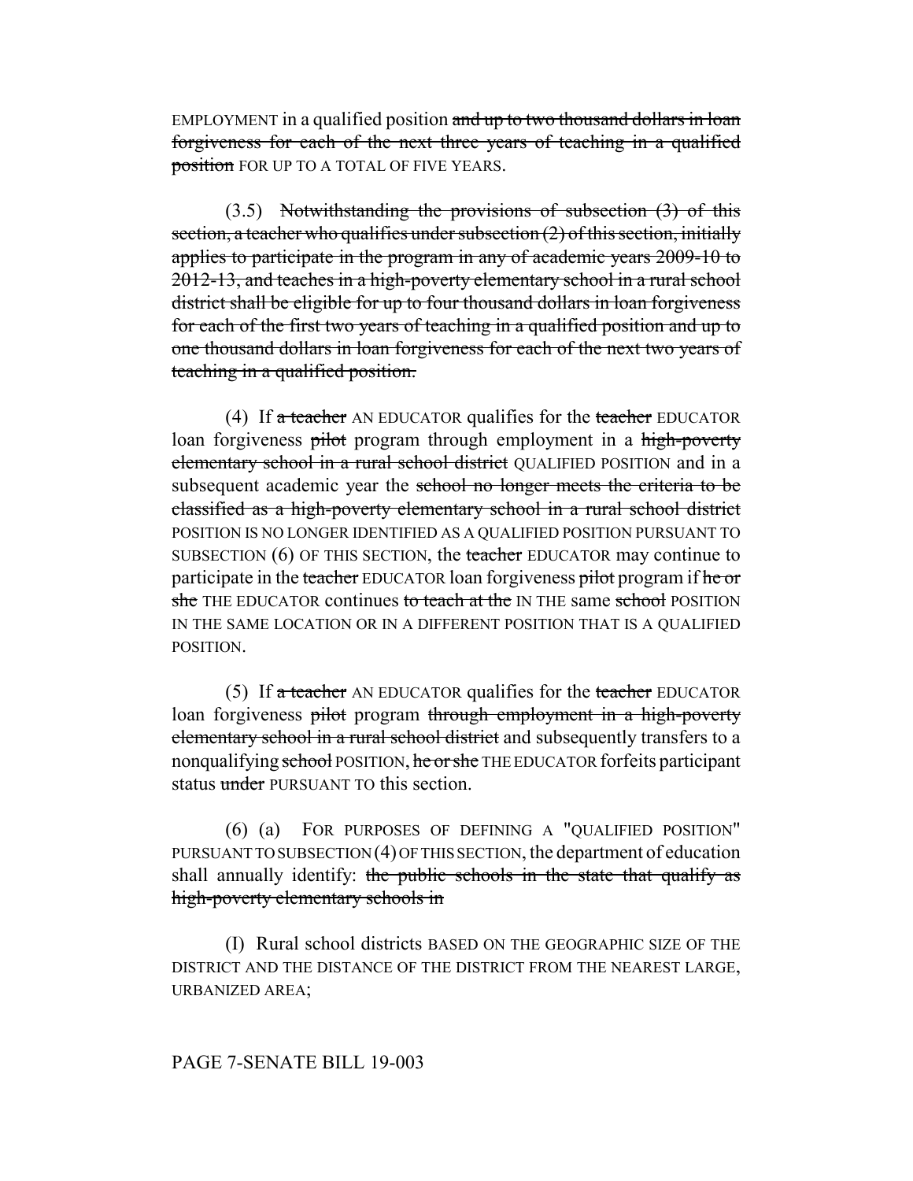EMPLOYMENT in a qualified position ~~and up to two thousand dollars in loan forgiveness for each of the next three years of teaching in a qualified position~~ FOR UP TO A TOTAL OF FIVE YEARS.

(3.5) ~~Notwithstanding the provisions of subsection (3) of this section, a teacher who qualifies under subsection (2) of this section, initially applies to participate in the program in any of academic years 2009-10 to 2012-13, and teaches in a high-poverty elementary school in a rural school district shall be eligible for up to four thousand dollars in loan forgiveness for each of the first two years of teaching in a qualified position and up to one thousand dollars in loan forgiveness for each of the next two years of teaching in a qualified position.~~

(4) If ~~a teacher~~ AN EDUCATOR qualifies for the ~~teacher~~ EDUCATOR loan forgiveness ~~pilot~~ program through employment in a ~~high-poverty elementary school in a rural school district~~ QUALIFIED POSITION and in a subsequent academic year the ~~school no longer meets the criteria to be classified as a high-poverty elementary school in a rural school district~~ POSITION IS NO LONGER IDENTIFIED AS A QUALIFIED POSITION PURSUANT TO SUBSECTION (6) OF THIS SECTION, the ~~teacher~~ EDUCATOR may continue to participate in the ~~teacher~~ EDUCATOR loan forgiveness ~~pilot~~ program if ~~he or she~~ THE EDUCATOR continues ~~to teach at the~~ IN THE same ~~school~~ POSITION IN THE SAME LOCATION OR IN A DIFFERENT POSITION THAT IS A QUALIFIED POSITION.

(5) If ~~a teacher~~ AN EDUCATOR qualifies for the ~~teacher~~ EDUCATOR loan forgiveness ~~pilot~~ program ~~through employment in a high-poverty elementary school in a rural school district~~ and subsequently transfers to a nonqualifying ~~school~~ POSITION, ~~he or she~~ THE EDUCATOR forfeits participant status ~~under~~ PURSUANT TO this section.

(6) (a) FOR PURPOSES OF DEFINING A "QUALIFIED POSITION" PURSUANT TO SUBSECTION (4) OF THIS SECTION, the department of education shall annually identify: ~~the public schools in the state that qualify as high-poverty elementary schools in~~

(I) Rural school districts BASED ON THE GEOGRAPHIC SIZE OF THE DISTRICT AND THE DISTANCE OF THE DISTRICT FROM THE NEAREST LARGE, URBANIZED AREA;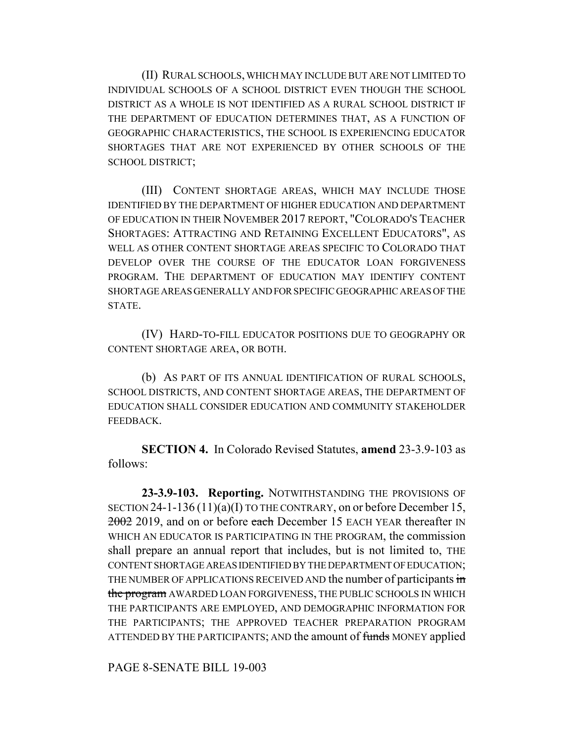(II) RURAL SCHOOLS, WHICH MAY INCLUDE BUT ARE NOT LIMITED TO INDIVIDUAL SCHOOLS OF A SCHOOL DISTRICT EVEN THOUGH THE SCHOOL DISTRICT AS A WHOLE IS NOT IDENTIFIED AS A RURAL SCHOOL DISTRICT IF THE DEPARTMENT OF EDUCATION DETERMINES THAT, AS A FUNCTION OF GEOGRAPHIC CHARACTERISTICS, THE SCHOOL IS EXPERIENCING EDUCATOR SHORTAGES THAT ARE NOT EXPERIENCED BY OTHER SCHOOLS OF THE SCHOOL DISTRICT;

(III) CONTENT SHORTAGE AREAS, WHICH MAY INCLUDE THOSE IDENTIFIED BY THE DEPARTMENT OF HIGHER EDUCATION AND DEPARTMENT OF EDUCATION IN THEIR NOVEMBER 2017 REPORT, "COLORADO'S TEACHER SHORTAGES: ATTRACTING AND RETAINING EXCELLENT EDUCATORS", AS WELL AS OTHER CONTENT SHORTAGE AREAS SPECIFIC TO COLORADO THAT DEVELOP OVER THE COURSE OF THE EDUCATOR LOAN FORGIVENESS PROGRAM. THE DEPARTMENT OF EDUCATION MAY IDENTIFY CONTENT SHORTAGE AREAS GENERALLY AND FOR SPECIFIC GEOGRAPHIC AREAS OF THE STATE.

(IV) HARD-TO-FILL EDUCATOR POSITIONS DUE TO GEOGRAPHY OR CONTENT SHORTAGE AREA, OR BOTH.

(b) AS PART OF ITS ANNUAL IDENTIFICATION OF RURAL SCHOOLS, SCHOOL DISTRICTS, AND CONTENT SHORTAGE AREAS, THE DEPARTMENT OF EDUCATION SHALL CONSIDER EDUCATION AND COMMUNITY STAKEHOLDER FEEDBACK.

**SECTION 4.** In Colorado Revised Statutes, **amend** 23-3.9-103 as follows:

**23-3.9-103. Reporting.** NOTWITHSTANDING THE PROVISIONS OF SECTION 24-1-136 (11)(a)(I) TO THE CONTRARY, on or before December 15, ~~2002~~ 2019, and on or before ~~each~~ December 15 EACH YEAR thereafter IN WHICH AN EDUCATOR IS PARTICIPATING IN THE PROGRAM, the commission shall prepare an annual report that includes, but is not limited to, THE CONTENT SHORTAGE AREAS IDENTIFIED BY THE DEPARTMENT OF EDUCATION; THE NUMBER OF APPLICATIONS RECEIVED AND the number of participants ~~in the program~~ AWARDED LOAN FORGIVENESS, THE PUBLIC SCHOOLS IN WHICH THE PARTICIPANTS ARE EMPLOYED, AND DEMOGRAPHIC INFORMATION FOR THE PARTICIPANTS; THE APPROVED TEACHER PREPARATION PROGRAM ATTENDED BY THE PARTICIPANTS; AND the amount of ~~funds~~ MONEY applied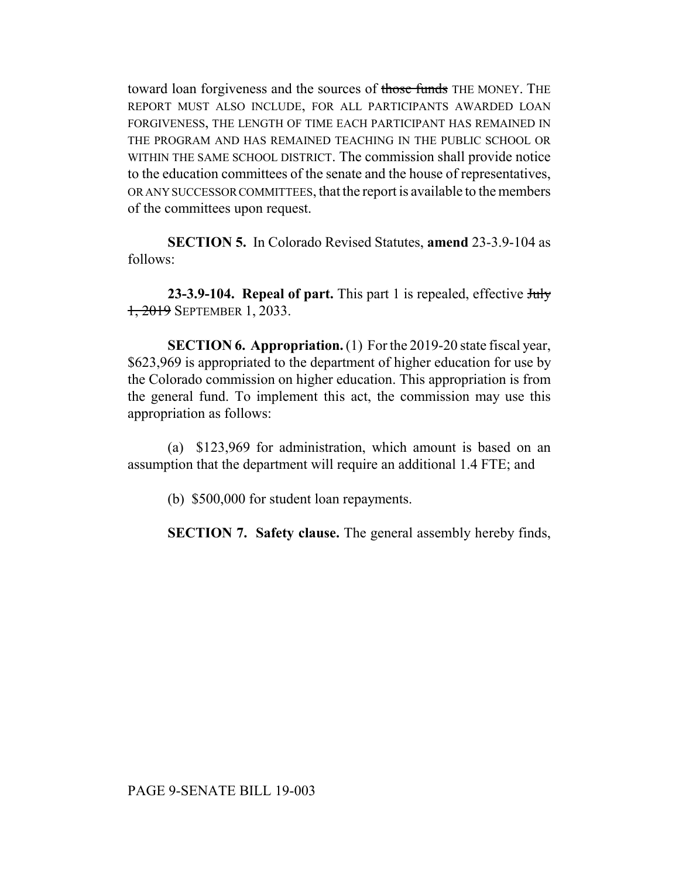toward loan forgiveness and the sources of ~~those funds~~ THE MONEY. THE REPORT MUST ALSO INCLUDE, FOR ALL PARTICIPANTS AWARDED LOAN FORGIVENESS, THE LENGTH OF TIME EACH PARTICIPANT HAS REMAINED IN THE PROGRAM AND HAS REMAINED TEACHING IN THE PUBLIC SCHOOL OR WITHIN THE SAME SCHOOL DISTRICT. The commission shall provide notice to the education committees of the senate and the house of representatives, OR ANY SUCCESSOR COMMITTEES, that the report is available to the members of the committees upon request.

**SECTION 5.** In Colorado Revised Statutes, **amend** 23-3.9-104 as follows:

**23-3.9-104. Repeal of part.** This part 1 is repealed, effective ~~July 1, 2019~~ SEPTEMBER 1, 2033.

**SECTION 6. Appropriation.** (1) For the 2019-20 state fiscal year, $623,969 is appropriated to the department of higher education for use by the Colorado commission on higher education. This appropriation is from the general fund. To implement this act, the commission may use this appropriation as follows:

(a) $123,969 for administration, which amount is based on an assumption that the department will require an additional 1.4 FTE; and

(b) $500,000 for student loan repayments.

**SECTION 7. Safety clause.** The general assembly hereby finds,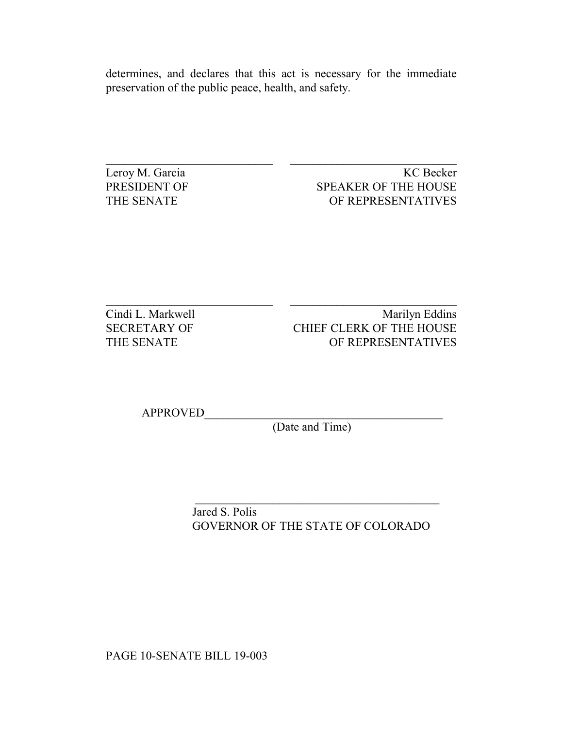determines, and declares that this act is necessary for the immediate preservation of the public peace, health, and safety.

| | |
|---|---|
| ____________________________ | ____________________________ |
| Leroy M. Garcia | KC Becker |
| PRESIDENT OF THE SENATE | SPEAKER OF THE HOUSE OF REPRESENTATIVES |
| | |
| ____________________________ | ____________________________ |
| Cindi L. Markwell | Marilyn Eddins |
| SECRETARY OF THE SENATE | CHIEF CLERK OF THE HOUSE OF REPRESENTATIVES |

APPROVED________________________________________
(Date and Time)

_________________________________________
Jared S. Polis
GOVERNOR OF THE STATE OF COLORADO

PAGE 10-SENATE BILL 19-003